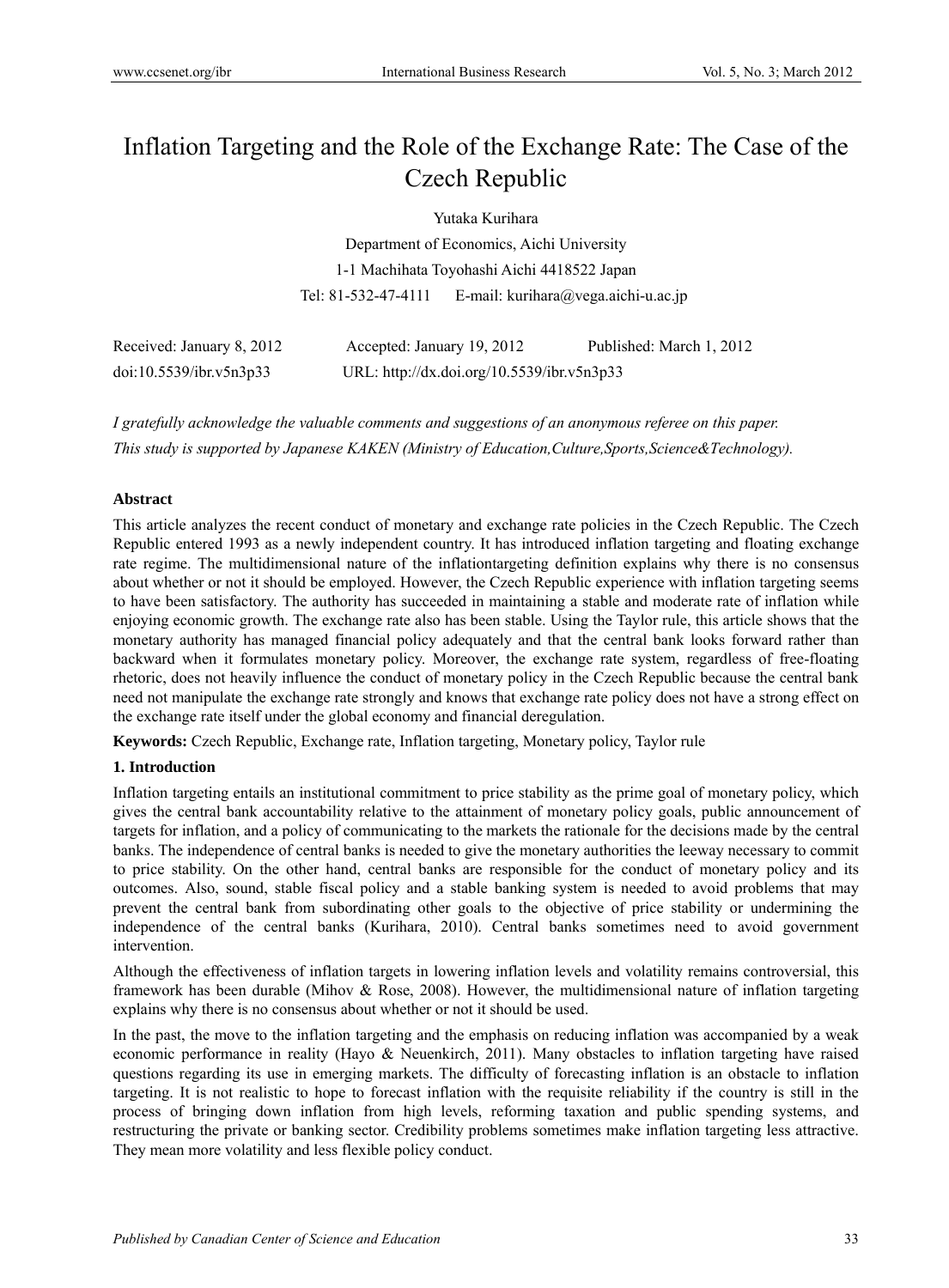# Inflation Targeting and the Role of the Exchange Rate: The Case of the Czech Republic

Yutaka Kurihara

Department of Economics, Aichi University

1-1 Machihata Toyohashi Aichi 4418522 Japan

Tel: 81-532-47-4111 E-mail: kurihara@vega.aichi-u.ac.jp

Received: January 8, 2012 Accepted: January 19, 2012 Published: March 1, 2012

doi:10.5539/ibr.v5n3p33 URL: http://dx.doi.org/10.5539/ibr.v5n3p33

*I gratefully acknowledge the valuable comments and suggestions of an anonymous referee on this paper.*
*This study is supported by Japanese KAKEN (Ministry of Education,Culture,Sports,Science&Technology).*

**Abstract**

This article analyzes the recent conduct of monetary and exchange rate policies in the Czech Republic. The Czech Republic entered 1993 as a newly independent country. It has introduced inflation targeting and floating exchange rate regime. The multidimensional nature of the inflationtargeting definition explains why there is no consensus about whether or not it should be employed. However, the Czech Republic experience with inflation targeting seems to have been satisfactory. The authority has succeeded in maintaining a stable and moderate rate of inflation while enjoying economic growth. The exchange rate also has been stable. Using the Taylor rule, this article shows that the monetary authority has managed financial policy adequately and that the central bank looks forward rather than backward when it formulates monetary policy. Moreover, the exchange rate system, regardless of free-floating rhetoric, does not heavily influence the conduct of monetary policy in the Czech Republic because the central bank need not manipulate the exchange rate strongly and knows that exchange rate policy does not have a strong effect on the exchange rate itself under the global economy and financial deregulation.

**Keywords:** Czech Republic, Exchange rate, Inflation targeting, Monetary policy, Taylor rule

## 1. Introduction

Inflation targeting entails an institutional commitment to price stability as the prime goal of monetary policy, which gives the central bank accountability relative to the attainment of monetary policy goals, public announcement of targets for inflation, and a policy of communicating to the markets the rationale for the decisions made by the central banks. The independence of central banks is needed to give the monetary authorities the leeway necessary to commit to price stability. On the other hand, central banks are responsible for the conduct of monetary policy and its outcomes. Also, sound, stable fiscal policy and a stable banking system is needed to avoid problems that may prevent the central bank from subordinating other goals to the objective of price stability or undermining the independence of the central banks (Kurihara, 2010). Central banks sometimes need to avoid government intervention.

Although the effectiveness of inflation targets in lowering inflation levels and volatility remains controversial, this framework has been durable (Mihov & Rose, 2008). However, the multidimensional nature of inflation targeting explains why there is no consensus about whether or not it should be used.

In the past, the move to the inflation targeting and the emphasis on reducing inflation was accompanied by a weak economic performance in reality (Hayo & Neuenkirch, 2011). Many obstacles to inflation targeting have raised questions regarding its use in emerging markets. The difficulty of forecasting inflation is an obstacle to inflation targeting. It is not realistic to hope to forecast inflation with the requisite reliability if the country is still in the process of bringing down inflation from high levels, reforming taxation and public spending systems, and restructuring the private or banking sector. Credibility problems sometimes make inflation targeting less attractive. They mean more volatility and less flexible policy conduct.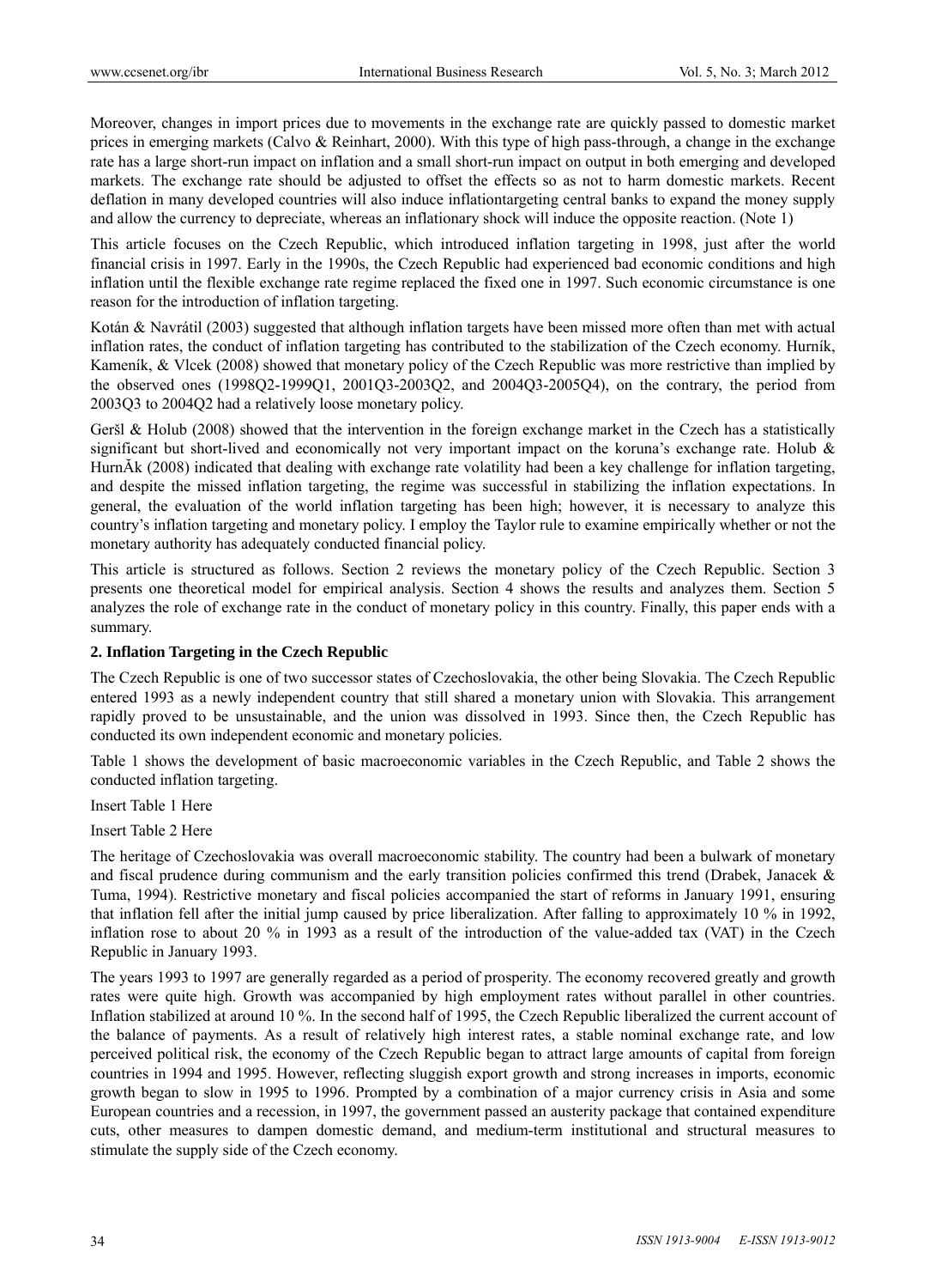Moreover, changes in import prices due to movements in the exchange rate are quickly passed to domestic market prices in emerging markets (Calvo & Reinhart, 2000). With this type of high pass-through, a change in the exchange rate has a large short-run impact on inflation and a small short-run impact on output in both emerging and developed markets. The exchange rate should be adjusted to offset the effects so as not to harm domestic markets. Recent deflation in many developed countries will also induce inflationtargeting central banks to expand the money supply and allow the currency to depreciate, whereas an inflationary shock will induce the opposite reaction. (Note 1)

This article focuses on the Czech Republic, which introduced inflation targeting in 1998, just after the world financial crisis in 1997. Early in the 1990s, the Czech Republic had experienced bad economic conditions and high inflation until the flexible exchange rate regime replaced the fixed one in 1997. Such economic circumstance is one reason for the introduction of inflation targeting.

Kotán & Navrátil (2003) suggested that although inflation targets have been missed more often than met with actual inflation rates, the conduct of inflation targeting has contributed to the stabilization of the Czech economy. Hurník, Kameník, & Vlcek (2008) showed that monetary policy of the Czech Republic was more restrictive than implied by the observed ones (1998Q2-1999Q1, 2001Q3-2003Q2, and 2004Q3-2005Q4), on the contrary, the period from 2003Q3 to 2004Q2 had a relatively loose monetary policy.

Geršl & Holub (2008) showed that the intervention in the foreign exchange market in the Czech has a statistically significant but short-lived and economically not very important impact on the koruna's exchange rate. Holub & HurnĂk (2008) indicated that dealing with exchange rate volatility had been a key challenge for inflation targeting, and despite the missed inflation targeting, the regime was successful in stabilizing the inflation expectations. In general, the evaluation of the world inflation targeting has been high; however, it is necessary to analyze this country's inflation targeting and monetary policy. I employ the Taylor rule to examine empirically whether or not the monetary authority has adequately conducted financial policy.

This article is structured as follows. Section 2 reviews the monetary policy of the Czech Republic. Section 3 presents one theoretical model for empirical analysis. Section 4 shows the results and analyzes them. Section 5 analyzes the role of exchange rate in the conduct of monetary policy in this country. Finally, this paper ends with a summary.

## 2. Inflation Targeting in the Czech Republic

The Czech Republic is one of two successor states of Czechoslovakia, the other being Slovakia. The Czech Republic entered 1993 as a newly independent country that still shared a monetary union with Slovakia. This arrangement rapidly proved to be unsustainable, and the union was dissolved in 1993. Since then, the Czech Republic has conducted its own independent economic and monetary policies.

Table 1 shows the development of basic macroeconomic variables in the Czech Republic, and Table 2 shows the conducted inflation targeting.

Insert Table 1 Here

Insert Table 2 Here

The heritage of Czechoslovakia was overall macroeconomic stability. The country had been a bulwark of monetary and fiscal prudence during communism and the early transition policies confirmed this trend (Drabek, Janacek & Tuma, 1994). Restrictive monetary and fiscal policies accompanied the start of reforms in January 1991, ensuring that inflation fell after the initial jump caused by price liberalization. After falling to approximately 10 % in 1992, inflation rose to about 20 % in 1993 as a result of the introduction of the value-added tax (VAT) in the Czech Republic in January 1993.

The years 1993 to 1997 are generally regarded as a period of prosperity. The economy recovered greatly and growth rates were quite high. Growth was accompanied by high employment rates without parallel in other countries. Inflation stabilized at around 10 %. In the second half of 1995, the Czech Republic liberalized the current account of the balance of payments. As a result of relatively high interest rates, a stable nominal exchange rate, and low perceived political risk, the economy of the Czech Republic began to attract large amounts of capital from foreign countries in 1994 and 1995. However, reflecting sluggish export growth and strong increases in imports, economic growth began to slow in 1995 to 1996. Prompted by a combination of a major currency crisis in Asia and some European countries and a recession, in 1997, the government passed an austerity package that contained expenditure cuts, other measures to dampen domestic demand, and medium-term institutional and structural measures to stimulate the supply side of the Czech economy.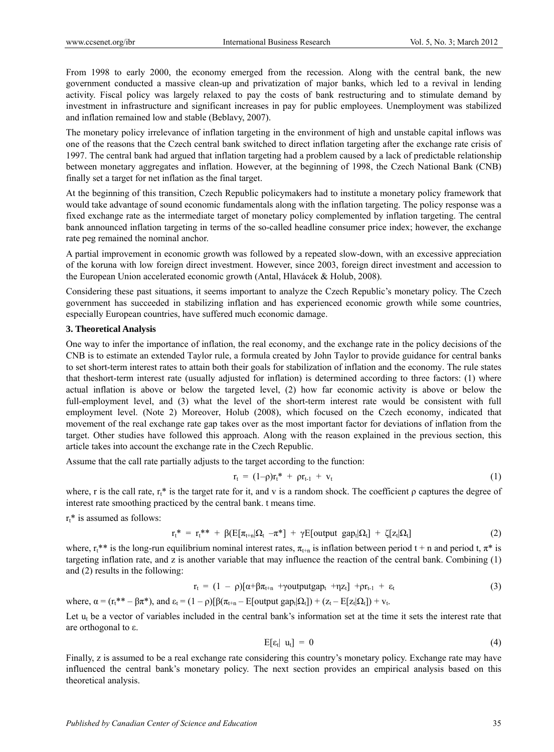From 1998 to early 2000, the economy emerged from the recession. Along with the central bank, the new government conducted a massive clean-up and privatization of major banks, which led to a revival in lending activity. Fiscal policy was largely relaxed to pay the costs of bank restructuring and to stimulate demand by investment in infrastructure and significant increases in pay for public employees. Unemployment was stabilized and inflation remained low and stable (Beblavy, 2007).

The monetary policy irrelevance of inflation targeting in the environment of high and unstable capital inflows was one of the reasons that the Czech central bank switched to direct inflation targeting after the exchange rate crisis of 1997. The central bank had argued that inflation targeting had a problem caused by a lack of predictable relationship between monetary aggregates and inflation. However, at the beginning of 1998, the Czech National Bank (CNB) finally set a target for net inflation as the final target.

At the beginning of this transition, Czech Republic policymakers had to institute a monetary policy framework that would take advantage of sound economic fundamentals along with the inflation targeting. The policy response was a fixed exchange rate as the intermediate target of monetary policy complemented by inflation targeting. The central bank announced inflation targeting in terms of the so-called headline consumer price index; however, the exchange rate peg remained the nominal anchor.

A partial improvement in economic growth was followed by a repeated slow-down, with an excessive appreciation of the koruna with low foreign direct investment. However, since 2003, foreign direct investment and accession to the European Union accelerated economic growth (Antal, Hlavácek & Holub, 2008).

Considering these past situations, it seems important to analyze the Czech Republic's monetary policy. The Czech government has succeeded in stabilizing inflation and has experienced economic growth while some countries, especially European countries, have suffered much economic damage.

### 3. Theoretical Analysis

One way to infer the importance of inflation, the real economy, and the exchange rate in the policy decisions of the CNB is to estimate an extended Taylor rule, a formula created by John Taylor to provide guidance for central banks to set short-term interest rates to attain both their goals for stabilization of inflation and the economy. The rule states that theshort-term interest rate (usually adjusted for inflation) is determined according to three factors: (1) where actual inflation is above or below the targeted level, (2) how far economic activity is above or below the full-employment level, and (3) what the level of the short-term interest rate would be consistent with full employment level. (Note 2) Moreover, Holub (2008), which focused on the Czech economy, indicated that movement of the real exchange rate gap takes over as the most important factor for deviations of inflation from the target. Other studies have followed this approach. Along with the reason explained in the previous section, this article takes into account the exchange rate in the Czech Republic.

Assume that the call rate partially adjusts to the target according to the function:

$$r_t = (1-\rho)r_t^* + \rho r_{t-1} + v_t \tag{1}$$

where, r is the call rate, $r_t^*$ is the target rate for it, and v is a random shock. The coefficient ρ captures the degree of interest rate smoothing practiced by the central bank. t means time.

$r_t^*$ is assumed as follows:

$$r_t^* = r_t^{**} + \beta(E[\pi_{t+n}|\Omega_t - \pi^*] + \gamma E[\text{output gap}_t|\Omega_t] + \zeta[z_t|\Omega_t] \tag{2}$$

where, $r_t^{**}$ is the long-run equilibrium nominal interest rates, $\pi_{t+n}$ is inflation between period t + n and period t, $\pi^*$ is targeting inflation rate, and z is another variable that may influence the reaction of the central bank. Combining (1) and (2) results in the following:

$$r_t = (1 - \rho)[\alpha+\beta\pi_{t+n} + \gamma \text{outputgap}_t + \eta z_t] + \rho r_{t-1} + \varepsilon_t \tag{3}$$

where, $\alpha = (r_t^{**} - \beta\pi^*)$, and $\varepsilon_t = (1 - \rho)[\beta(\pi_{t+n} - E[\text{output gap}_t|\Omega_t]) + (z_t - E[z_t|\Omega_t]) + v_t$.

Let $u_t$ be a vector of variables included in the central bank's information set at the time it sets the interest rate that are orthogonal to ε.

$$E[\varepsilon_t| u_t] = 0 \tag{4}$$

Finally, z is assumed to be a real exchange rate considering this country's monetary policy. Exchange rate may have influenced the central bank's monetary policy. The next section provides an empirical analysis based on this theoretical analysis.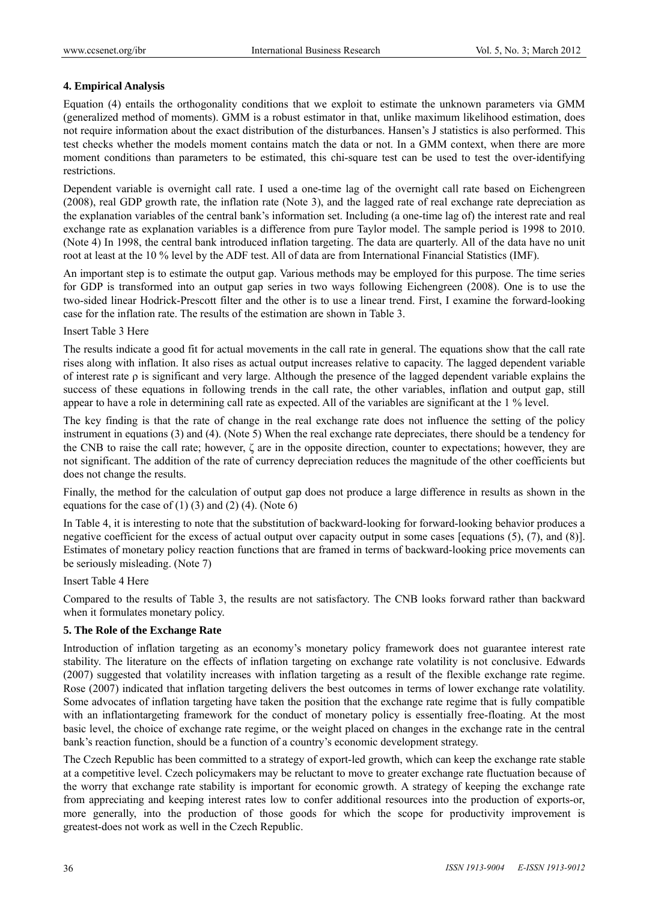### 4. Empirical Analysis

Equation (4) entails the orthogonality conditions that we exploit to estimate the unknown parameters via GMM (generalized method of moments). GMM is a robust estimator in that, unlike maximum likelihood estimation, does not require information about the exact distribution of the disturbances. Hansen's J statistics is also performed. This test checks whether the models moment contains match the data or not. In a GMM context, when there are more moment conditions than parameters to be estimated, this chi-square test can be used to test the over-identifying restrictions.

Dependent variable is overnight call rate. I used a one-time lag of the overnight call rate based on Eichengreen (2008), real GDP growth rate, the inflation rate (Note 3), and the lagged rate of real exchange rate depreciation as the explanation variables of the central bank's information set. Including (a one-time lag of) the interest rate and real exchange rate as explanation variables is a difference from pure Taylor model. The sample period is 1998 to 2010. (Note 4) In 1998, the central bank introduced inflation targeting. The data are quarterly. All of the data have no unit root at least at the 10 % level by the ADF test. All of data are from International Financial Statistics (IMF).

An important step is to estimate the output gap. Various methods may be employed for this purpose. The time series for GDP is transformed into an output gap series in two ways following Eichengreen (2008). One is to use the two-sided linear Hodrick-Prescott filter and the other is to use a linear trend. First, I examine the forward-looking case for the inflation rate. The results of the estimation are shown in Table 3.

Insert Table 3 Here

The results indicate a good fit for actual movements in the call rate in general. The equations show that the call rate rises along with inflation. It also rises as actual output increases relative to capacity. The lagged dependent variable of interest rate $\rho$ is significant and very large. Although the presence of the lagged dependent variable explains the success of these equations in following trends in the call rate, the other variables, inflation and output gap, still appear to have a role in determining call rate as expected. All of the variables are significant at the 1 % level.

The key finding is that the rate of change in the real exchange rate does not influence the setting of the policy instrument in equations (3) and (4). (Note 5) When the real exchange rate depreciates, there should be a tendency for the CNB to raise the call rate; however, $\zeta$ are in the opposite direction, counter to expectations; however, they are not significant. The addition of the rate of currency depreciation reduces the magnitude of the other coefficients but does not change the results.

Finally, the method for the calculation of output gap does not produce a large difference in results as shown in the equations for the case of (1) (3) and (2) (4). (Note 6)

In Table 4, it is interesting to note that the substitution of backward-looking for forward-looking behavior produces a negative coefficient for the excess of actual output over capacity output in some cases [equations (5), (7), and (8)]. Estimates of monetary policy reaction functions that are framed in terms of backward-looking price movements can be seriously misleading. (Note 7)

Insert Table 4 Here

Compared to the results of Table 3, the results are not satisfactory. The CNB looks forward rather than backward when it formulates monetary policy.

### 5. The Role of the Exchange Rate

Introduction of inflation targeting as an economy's monetary policy framework does not guarantee interest rate stability. The literature on the effects of inflation targeting on exchange rate volatility is not conclusive. Edwards (2007) suggested that volatility increases with inflation targeting as a result of the flexible exchange rate regime. Rose (2007) indicated that inflation targeting delivers the best outcomes in terms of lower exchange rate volatility. Some advocates of inflation targeting have taken the position that the exchange rate regime that is fully compatible with an inflationtargeting framework for the conduct of monetary policy is essentially free-floating. At the most basic level, the choice of exchange rate regime, or the weight placed on changes in the exchange rate in the central bank's reaction function, should be a function of a country's economic development strategy.

The Czech Republic has been committed to a strategy of export-led growth, which can keep the exchange rate stable at a competitive level. Czech policymakers may be reluctant to move to greater exchange rate fluctuation because of the worry that exchange rate stability is important for economic growth. A strategy of keeping the exchange rate from appreciating and keeping interest rates low to confer additional resources into the production of exports-or, more generally, into the production of those goods for which the scope for productivity improvement is greatest-does not work as well in the Czech Republic.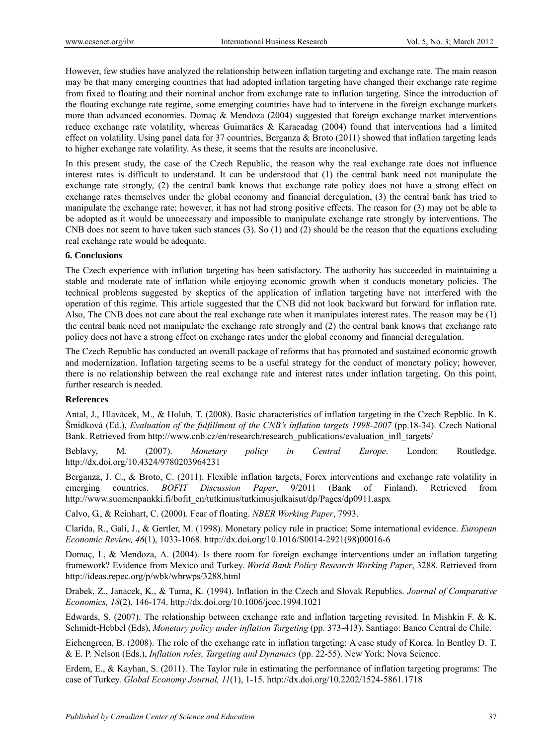However, few studies have analyzed the relationship between inflation targeting and exchange rate. The main reason may be that many emerging countries that had adopted inflation targeting have changed their exchange rate regime from fixed to floating and their nominal anchor from exchange rate to inflation targeting. Since the introduction of the floating exchange rate regime, some emerging countries have had to intervene in the foreign exchange markets more than advanced economies. Domaç & Mendoza (2004) suggested that foreign exchange market interventions reduce exchange rate volatility, whereas Guimarães & Karacadag (2004) found that interventions had a limited effect on volatility. Using panel data for 37 countries, Berganza & Broto (2011) showed that inflation targeting leads to higher exchange rate volatility. As these, it seems that the results are inconclusive.

In this present study, the case of the Czech Republic, the reason why the real exchange rate does not influence interest rates is difficult to understand. It can be understood that (1) the central bank need not manipulate the exchange rate strongly, (2) the central bank knows that exchange rate policy does not have a strong effect on exchange rates themselves under the global economy and financial deregulation, (3) the central bank has tried to manipulate the exchange rate; however, it has not had strong positive effects. The reason for (3) may not be able to be adopted as it would be unnecessary and impossible to manipulate exchange rate strongly by interventions. The CNB does not seem to have taken such stances (3). So (1) and (2) should be the reason that the equations excluding real exchange rate would be adequate.

## 6. Conclusions

The Czech experience with inflation targeting has been satisfactory. The authority has succeeded in maintaining a stable and moderate rate of inflation while enjoying economic growth when it conducts monetary policies. The technical problems suggested by skeptics of the application of inflation targeting have not interfered with the operation of this regime. This article suggested that the CNB did not look backward but forward for inflation rate. Also, The CNB does not care about the real exchange rate when it manipulates interest rates. The reason may be (1) the central bank need not manipulate the exchange rate strongly and (2) the central bank knows that exchange rate policy does not have a strong effect on exchange rates under the global economy and financial deregulation.

The Czech Republic has conducted an overall package of reforms that has promoted and sustained economic growth and modernization. Inflation targeting seems to be a useful strategy for the conduct of monetary policy; however, there is no relationship between the real exchange rate and interest rates under inflation targeting. On this point, further research is needed.

## References

Antal, J., Hlavácek, M., & Holub, T. (2008). Basic characteristics of inflation targeting in the Czech Repblic. In K. Šmídková (Ed.), *Evaluation of the fulfillment of the CNB's inflation targets 1998-2007* (pp.18-34). Czech National Bank. Retrieved from http://www.cnb.cz/en/research/research_publications/evaluation_infl_targets/

Beblavy, M. (2007). *Monetary policy in Central Europe*. London: Routledge. http://dx.doi.org/10.4324/9780203964231

Berganza, J. C., & Broto, C. (2011). Flexible inflation targets, Forex interventions and exchange rate volatility in emerging countries. *BOFIT Discussion Paper*, 9/2011 (Bank of Finland). Retrieved from http://www.suomenpankki.fi/bofit_en/tutkimus/tutkimusjulkaisut/dp/Pages/dp0911.aspx

Calvo, G., & Reinhart, C. (2000). Fear of floating. *NBER Working Paper*, 7993.

Clarida, R., Gali, J., & Gertler, M. (1998). Monetary policy rule in practice: Some international evidence. *European Economic Review, 46*(1), 1033-1068. http://dx.doi.org/10.1016/S0014-2921(98)00016-6

Domaç, I., & Mendoza, A. (2004). Is there room for foreign exchange interventions under an inflation targeting framework? Evidence from Mexico and Turkey. *World Bank Policy Research Working Paper*, 3288. Retrieved from http://ideas.repec.org/p/wbk/wbrwps/3288.html

Drabek, Z., Janacek, K., & Tuma, K. (1994). Inflation in the Czech and Slovak Republics. *Journal of Comparative Economics, 18*(2), 146-174. http://dx.doi.org/10.1006/jcec.1994.1021

Edwards, S. (2007). The relationship between exchange rate and inflation targeting revisited. In Mishkin F. & K. Schmidt-Hebbel (Eds), *Monetary policy under inflation Targeting* (pp. 373-413). Santiago: Banco Central de Chile.

Eichengreen, B. (2008). The role of the exchange rate in inflation targeting: A case study of Korea. In Bentley D. T. & E. P. Nelson (Eds.), *Inflation roles, Targeting and Dynamics* (pp. 22-55). New York: Nova Science.

Erdem, E., & Kayhan, S. (2011). The Taylor rule in estimating the performance of inflation targeting programs: The case of Turkey. *Global Economy Journal, 11*(1), 1-15. http://dx.doi.org/10.2202/1524-5861.1718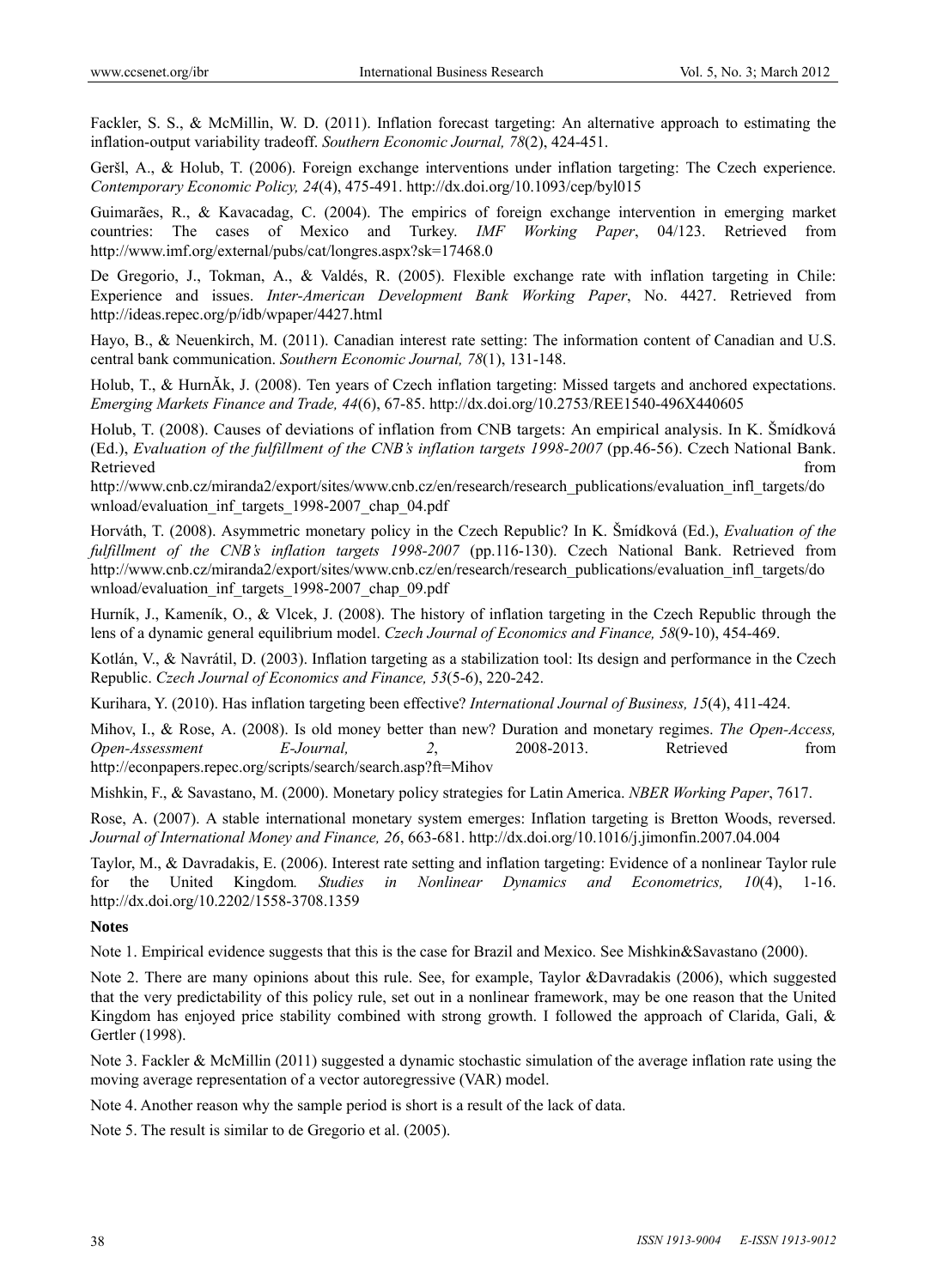Fackler, S. S., & McMillin, W. D. (2011). Inflation forecast targeting: An alternative approach to estimating the inflation-output variability tradeoff. *Southern Economic Journal, 78*(2), 424-451.

Geršl, A., & Holub, T. (2006). Foreign exchange interventions under inflation targeting: The Czech experience. *Contemporary Economic Policy, 24*(4), 475-491. http://dx.doi.org/10.1093/cep/byl015

Guimarães, R., & Kavacadag, C. (2004). The empirics of foreign exchange intervention in emerging market countries: The cases of Mexico and Turkey. *IMF Working Paper*, 04/123. Retrieved from http://www.imf.org/external/pubs/cat/longres.aspx?sk=17468.0

De Gregorio, J., Tokman, A., & Valdés, R. (2005). Flexible exchange rate with inflation targeting in Chile: Experience and issues. *Inter-American Development Bank Working Paper*, No. 4427. Retrieved from http://ideas.repec.org/p/idb/wpaper/4427.html

Hayo, B., & Neuenkirch, M. (2011). Canadian interest rate setting: The information content of Canadian and U.S. central bank communication. *Southern Economic Journal, 78*(1), 131-148.

Holub, T., & HurnĂk, J. (2008). Ten years of Czech inflation targeting: Missed targets and anchored expectations. *Emerging Markets Finance and Trade, 44*(6), 67-85. http://dx.doi.org/10.2753/REE1540-496X440605

Holub, T. (2008). Causes of deviations of inflation from CNB targets: An empirical analysis. In K. Šmídková (Ed.), *Evaluation of the fulfillment of the CNB's inflation targets 1998-2007* (pp.46-56). Czech National Bank. Retrieved from http://www.cnb.cz/miranda2/export/sites/www.cnb.cz/en/research/research_publications/evaluation_infl_targets/download/evaluation_inf_targets_1998-2007_chap_04.pdf

Horváth, T. (2008). Asymmetric monetary policy in the Czech Republic? In K. Šmídková (Ed.), *Evaluation of the fulfillment of the CNB's inflation targets 1998-2007* (pp.116-130). Czech National Bank. Retrieved from http://www.cnb.cz/miranda2/export/sites/www.cnb.cz/en/research/research_publications/evaluation_infl_targets/download/evaluation_inf_targets_1998-2007_chap_09.pdf

Hurník, J., Kameník, O., & Vlcek, J. (2008). The history of inflation targeting in the Czech Republic through the lens of a dynamic general equilibrium model. *Czech Journal of Economics and Finance, 58*(9-10), 454-469.

Kotlán, V., & Navrátil, D. (2003). Inflation targeting as a stabilization tool: Its design and performance in the Czech Republic. *Czech Journal of Economics and Finance, 53*(5-6), 220-242.

Kurihara, Y. (2010). Has inflation targeting been effective? *International Journal of Business, 15*(4), 411-424.

Mihov, I., & Rose, A. (2008). Is old money better than new? Duration and monetary regimes. *The Open-Access, Open-Assessment E-Journal, 2*, 2008-2013. Retrieved from http://econpapers.repec.org/scripts/search/search.asp?ft=Mihov

Mishkin, F., & Savastano, M. (2000). Monetary policy strategies for Latin America. *NBER Working Paper*, 7617.

Rose, A. (2007). A stable international monetary system emerges: Inflation targeting is Bretton Woods, reversed. *Journal of International Money and Finance, 26*, 663-681. http://dx.doi.org/10.1016/j.jimonfin.2007.04.004

Taylor, M., & Davradakis, E. (2006). Interest rate setting and inflation targeting: Evidence of a nonlinear Taylor rule for the United Kingdom. *Studies in Nonlinear Dynamics and Econometrics, 10*(4), 1-16. http://dx.doi.org/10.2202/1558-3708.1359

**Notes**

Note 1. Empirical evidence suggests that this is the case for Brazil and Mexico. See Mishkin&Savastano (2000).

Note 2. There are many opinions about this rule. See, for example, Taylor &Davradakis (2006), which suggested that the very predictability of this policy rule, set out in a nonlinear framework, may be one reason that the United Kingdom has enjoyed price stability combined with strong growth. I followed the approach of Clarida, Gali, & Gertler (1998).

Note 3. Fackler & McMillin (2011) suggested a dynamic stochastic simulation of the average inflation rate using the moving average representation of a vector autoregressive (VAR) model.

Note 4. Another reason why the sample period is short is a result of the lack of data.

Note 5. The result is similar to de Gregorio et al. (2005).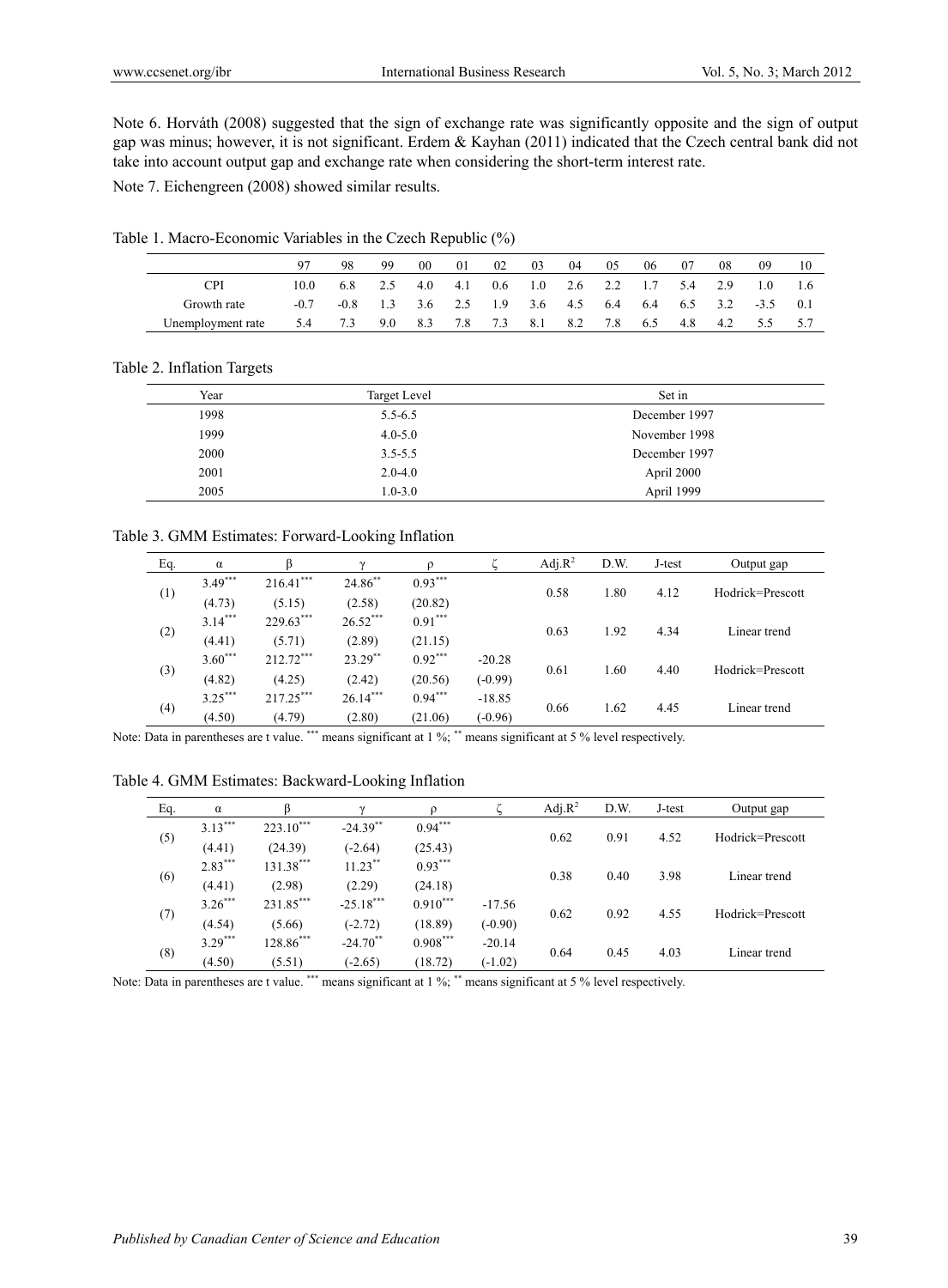Note 6. Horváth (2008) suggested that the sign of exchange rate was significantly opposite and the sign of output gap was minus; however, it is not significant. Erdem & Kayhan (2011) indicated that the Czech central bank did not take into account output gap and exchange rate when considering the short-term interest rate.

Note 7. Eichengreen (2008) showed similar results.

Table 1. Macro-Economic Variables in the Czech Republic (%)

| | 97 | 98 | 99 | 00 | 01 | 02 | 03 | 04 | 05 | 06 | 07 | 08 | 09 | 10 |
|---|---|---|---|---|---|---|---|---|---|---|---|---|---|---|
| CPI | 10.0 | 6.8 | 2.5 | 4.0 | 4.1 | 0.6 | 1.0 | 2.6 | 2.2 | 1.7 | 5.4 | 2.9 | 1.0 | 1.6 |
| Growth rate | -0.7 | -0.8 | 1.3 | 3.6 | 2.5 | 1.9 | 3.6 | 4.5 | 6.4 | 6.4 | 6.5 | 3.2 | -3.5 | 0.1 |
| Unemployment rate | 5.4 | 7.3 | 9.0 | 8.3 | 7.8 | 7.3 | 8.1 | 8.2 | 7.8 | 6.5 | 4.8 | 4.2 | 5.5 | 5.7 |

Table 2. Inflation Targets

| Year | Target Level | Set in |
|---|---|---|
| 1998 | 5.5-6.5 | December 1997 |
| 1999 | 4.0-5.0 | November 1998 |
| 2000 | 3.5-5.5 | December 1997 |
| 2001 | 2.0-4.0 | April 2000 |
| 2005 | 1.0-3.0 | April 1999 |

Table 3. GMM Estimates: Forward-Looking Inflation

| Eq. | α | β | γ | ρ | ζ | Adj.$R^2$ | D.W. | J-test | Output gap |
|---|---|---|---|---|---|---|---|---|---|
| (1) | 3.49*** | 216.41*** | 24.86** | 0.93*** | | 0.58 | 1.80 | 4.12 | Hodrick=Prescott |
| | (4.73) | (5.15) | (2.58) | (20.82) | | | | | |
| (2) | 3.14*** | 229.63*** | 26.52*** | 0.91*** | | 0.63 | 1.92 | 4.34 | Linear trend |
| | (4.41) | (5.71) | (2.89) | (21.15) | | | | | |
| (3) | 3.60*** | 212.72*** | 23.29** | 0.92*** | -20.28 | 0.61 | 1.60 | 4.40 | Hodrick=Prescott |
| | (4.82) | (4.25) | (2.42) | (20.56) | (-0.99) | | | | |
| (4) | 3.25*** | 217.25*** | 26.14*** | 0.94*** | -18.85 | 0.66 | 1.62 | 4.45 | Linear trend |
| | (4.50) | (4.79) | (2.80) | (21.06) | (-0.96) | | | | |

Note: Data in parentheses are t value. *** means significant at 1 %; ** means significant at 5 % level respectively.

Table 4. GMM Estimates: Backward-Looking Inflation

| Eq. | α | β | γ | ρ | ζ | Adj.$R^2$ | D.W. | J-test | Output gap |
|---|---|---|---|---|---|---|---|---|---|
| (5) | 3.13*** | 223.10*** | -24.39** | 0.94*** | | 0.62 | 0.91 | 4.52 | Hodrick=Prescott |
| | (4.41) | (24.39) | (-2.64) | (25.43) | | | | | |
| (6) | 2.83*** | 131.38*** | 11.23** | 0.93*** | | 0.38 | 0.40 | 3.98 | Linear trend |
| | (4.41) | (2.98) | (2.29) | (24.18) | | | | | |
| (7) | 3.26*** | 231.85*** | -25.18*** | 0.910*** | -17.56 | 0.62 | 0.92 | 4.55 | Hodrick=Prescott |
| | (4.54) | (5.66) | (-2.72) | (18.89) | (-0.90) | | | | |
| (8) | 3.29*** | 128.86*** | -24.70** | 0.908*** | -20.14 | 0.64 | 0.45 | 4.03 | Linear trend |
| | (4.50) | (5.51) | (-2.65) | (18.72) | (-1.02) | | | | |

Note: Data in parentheses are t value. *** means significant at 1 %; ** means significant at 5 % level respectively.